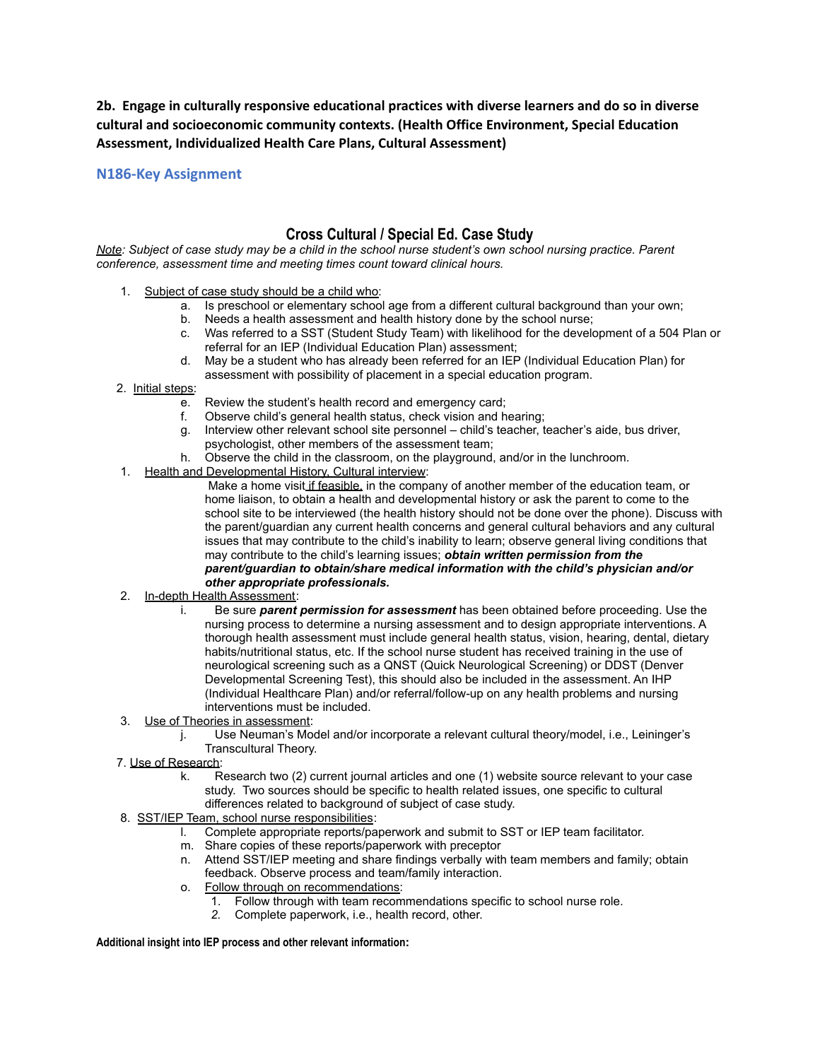**2b. Engage in culturally responsive educational practices with diverse learners and do so in diverse cultural and socioeconomic community contexts. (Health Office Environment, Special Education Assessment, Individualized Health Care Plans, Cultural Assessment)**

## N186-Key Assignment

## Cross Cultural / Special Ed. Case Study

*Note: Subject of case study may be a child in the school nurse student's own school nursing practice. Parent conference, assessment time and meeting times count toward clinical hours.*

1. Subject of case study should be a child who:
   a. Is preschool or elementary school age from a different cultural background than your own;
   b. Needs a health assessment and health history done by the school nurse;
   c. Was referred to a SST (Student Study Team) with likelihood for the development of a 504 Plan or referral for an IEP (Individual Education Plan) assessment;
   d. May be a student who has already been referred for an IEP (Individual Education Plan) for assessment with possibility of placement in a special education program.
2. Initial steps:
   e. Review the student's health record and emergency card;
   f. Observe child's general health status, check vision and hearing;
   g. Interview other relevant school site personnel – child's teacher, teacher's aide, bus driver, psychologist, other members of the assessment team;
   h. Observe the child in the classroom, on the playground, and/or in the lunchroom.
1. Health and Developmental History, Cultural interview:
   Make a home visit if feasible, in the company of another member of the education team, or home liaison, to obtain a health and developmental history or ask the parent to come to the school site to be interviewed (the health history should not be done over the phone). Discuss with the parent/guardian any current health concerns and general cultural behaviors and any cultural issues that may contribute to the child's inability to learn; observe general living conditions that may contribute to the child's learning issues; ***obtain written permission from the parent/guardian to obtain/share medical information with the child's physician and/or other appropriate professionals.***
2. In-depth Health Assessment:
   i. Be sure ***parent permission for assessment*** has been obtained before proceeding. Use the nursing process to determine a nursing assessment and to design appropriate interventions. A thorough health assessment must include general health status, vision, hearing, dental, dietary habits/nutritional status, etc. If the school nurse student has received training in the use of neurological screening such as a QNST (Quick Neurological Screening) or DDST (Denver Developmental Screening Test), this should also be included in the assessment. An IHP (Individual Healthcare Plan) and/or referral/follow-up on any health problems and nursing interventions must be included.
3. Use of Theories in assessment:
   j. Use Neuman's Model and/or incorporate a relevant cultural theory/model, i.e., Leininger's Transcultural Theory.
7. Use of Research:
   k. Research two (2) current journal articles and one (1) website source relevant to your case study. Two sources should be specific to health related issues, one specific to cultural differences related to background of subject of case study.
8. SST/IEP Team, school nurse responsibilities:
   l. Complete appropriate reports/paperwork and submit to SST or IEP team facilitator.
   m. Share copies of these reports/paperwork with preceptor
   n. Attend SST/IEP meeting and share findings verbally with team members and family; obtain feedback. Observe process and team/family interaction.
   o. Follow through on recommendations:
      1. Follow through with team recommendations specific to school nurse role.
      2. *Complete paperwork, i.e., health record, other.*

**Additional insight into IEP process and other relevant information:**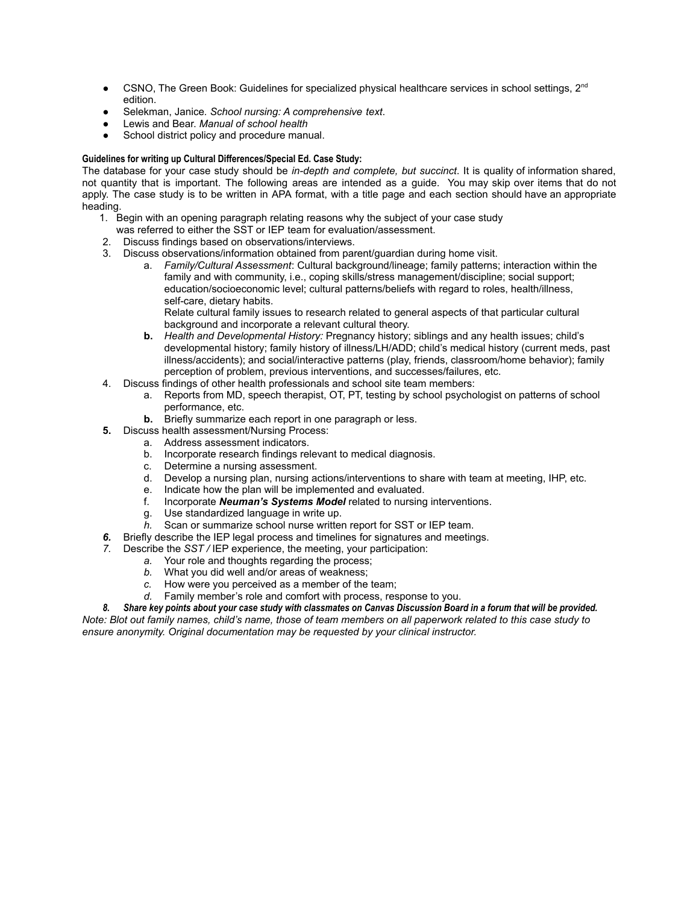- CSNO, The Green Book: Guidelines for specialized physical healthcare services in school settings, 2[nd] edition.
- Selekman, Janice. *School nursing: A comprehensive text*.
- Lewis and Bear. *Manual of school health*
- School district policy and procedure manual.

**Guidelines for writing up Cultural Differences/Special Ed. Case Study:**

The database for your case study should be *in-depth and complete, but succinct*. It is quality of information shared, not quantity that is important. The following areas are intended as a guide. You may skip over items that do not apply. The case study is to be written in APA format, with a title page and each section should have an appropriate heading.

1. Begin with an opening paragraph relating reasons why the subject of your case study was referred to either the SST or IEP team for evaluation/assessment.
2. Discuss findings based on observations/interviews.
3. Discuss observations/information obtained from parent/guardian during home visit.
   a. *Family/Cultural Assessment*: Cultural background/lineage; family patterns; interaction within the family and with community, i.e., coping skills/stress management/discipline; social support; education/socioeconomic level; cultural patterns/beliefs with regard to roles, health/illness, self-care, dietary habits.
      Relate cultural family issues to research related to general aspects of that particular cultural background and incorporate a relevant cultural theory.
   **b.** *Health and Developmental History:* Pregnancy history; siblings and any health issues; child's developmental history; family history of illness/LH/ADD; child's medical history (current meds, past illness/accidents); and social/interactive patterns (play, friends, classroom/home behavior); family perception of problem, previous interventions, and successes/failures, etc.
4. Discuss findings of other health professionals and school site team members:
   a. Reports from MD, speech therapist, OT, PT, testing by school psychologist on patterns of school performance, etc.
   **b.** Briefly summarize each report in one paragraph or less.
5. **Discuss health assessment/Nursing Process:**
   a. Address assessment indicators.
   b. Incorporate research findings relevant to medical diagnosis.
   c. Determine a nursing assessment.
   d. Develop a nursing plan, nursing actions/interventions to share with team at meeting, IHP, etc.
   e. Indicate how the plan will be implemented and evaluated.
   f. Incorporate ***Neuman's Systems Model*** related to nursing interventions.
   g. Use standardized language in write up.
   *h.* Scan or summarize school nurse written report for SST or IEP team.
6. Briefly describe the IEP legal process and timelines for signatures and meetings.
7. Describe the *SST /* IEP experience, the meeting, your participation:
   *a.* Your role and thoughts regarding the process;
   *b.* What you did well and/or areas of weakness;
   *c.* How were you perceived as a member of the team;
   *d.* Family member's role and comfort with process, response to you.
8. ***Share key points about your case study with classmates on Canvas Discussion Board in a forum that will be provided.***

*Note: Blot out family names, child's name, those of team members on all paperwork related to this case study to ensure anonymity. Original documentation may be requested by your clinical instructor.*